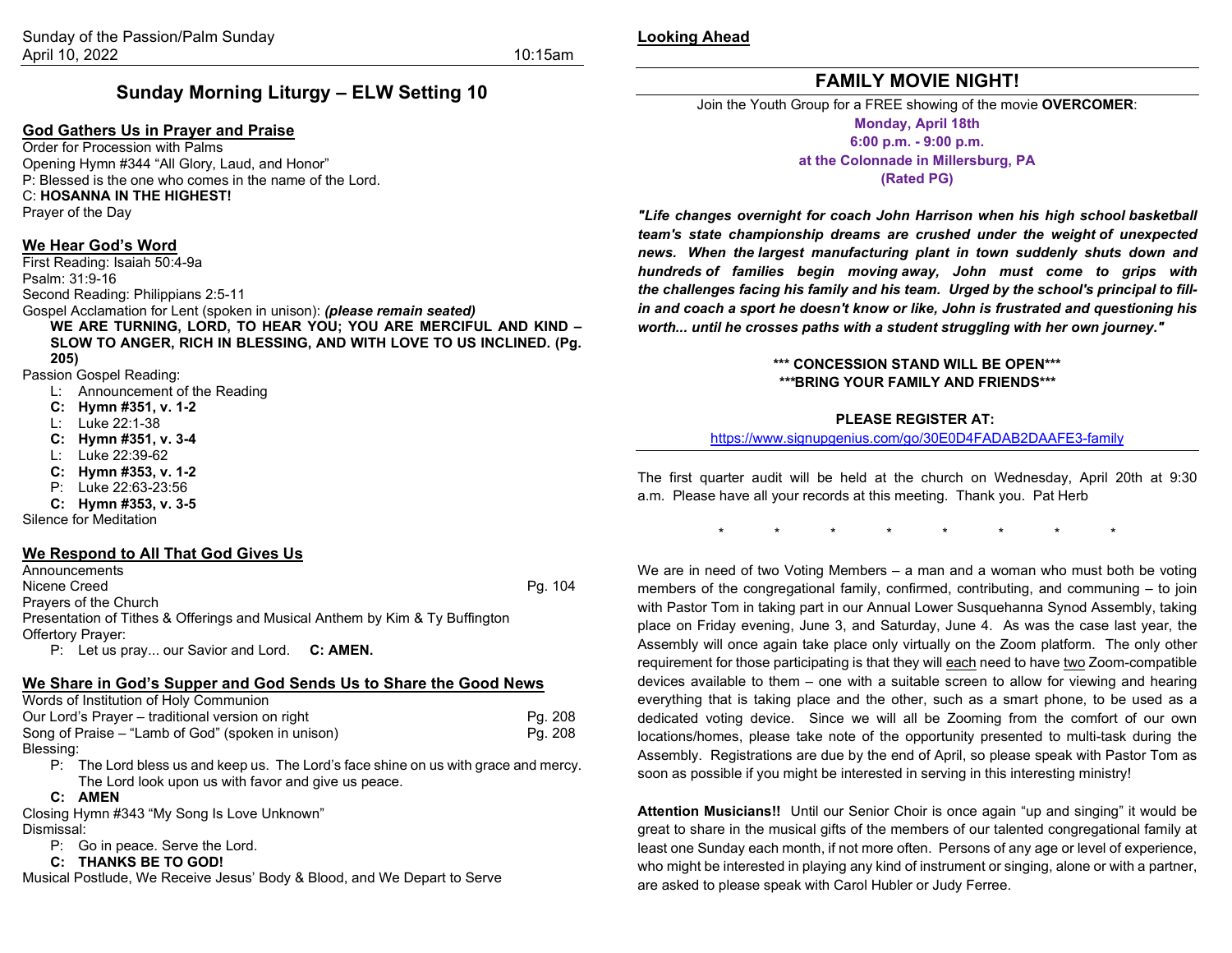Sunday of the Passion/Palm Sunday
April 10, 2022 10:15am

# Sunday Morning Liturgy – ELW Setting 10

## God Gathers Us in Prayer and Praise

Order for Procession with Palms
Opening Hymn #344 "All Glory, Laud, and Honor"
P: Blessed is the one who comes in the name of the Lord.
C: **HOSANNA IN THE HIGHEST!**
Prayer of the Day

## We Hear God's Word

First Reading: Isaiah 50:4-9a
Psalm: 31:9-16
Second Reading: Philippians 2:5-11
Gospel Acclamation for Lent (spoken in unison): ***(please remain seated)***

**WE ARE TURNING, LORD, TO HEAR YOU; YOU ARE MERCIFUL AND KIND – SLOW TO ANGER, RICH IN BLESSING, AND WITH LOVE TO US INCLINED. (Pg. 205)**

Passion Gospel Reading:

- L: Announcement of the Reading
- **C: Hymn #351, v. 1-2**
- L: Luke 22:1-38
- **C: Hymn #351, v. 3-4**
- L: Luke 22:39-62
- **C: Hymn #353, v. 1-2**
- P: Luke 22:63-23:56
- **C: Hymn #353, v. 3-5**

Silence for Meditation

## We Respond to All That God Gives Us

Announcements
Nicene Creed Pg. 104
Prayers of the Church
Presentation of Tithes & Offerings and Musical Anthem by Kim & Ty Buffington
Offertory Prayer:

P: Let us pray... our Savior and Lord. **C: AMEN.**

## We Share in God's Supper and God Sends Us to Share the Good News

Words of Institution of Holy Communion
Our Lord's Prayer – traditional version on right Pg. 208
Song of Praise – "Lamb of God" (spoken in unison) Pg. 208
Blessing:

P: The Lord bless us and keep us. The Lord's face shine on us with grace and mercy. The Lord look upon us with favor and give us peace.

**C: AMEN**

Closing Hymn #343 "My Song Is Love Unknown"
Dismissal:

P: Go in peace. Serve the Lord.

**C: THANKS BE TO GOD!**

Musical Postlude, We Receive Jesus' Body & Blood, and We Depart to Serve

## Looking Ahead

## FAMILY MOVIE NIGHT!

Join the Youth Group for a FREE showing of the movie **OVERCOMER**:

**Monday, April 18th**
**6:00 p.m. - 9:00 p.m.**
**at the Colonnade in Millersburg, PA**
**(Rated PG)**

***"Life changes overnight for coach John Harrison when his high school basketball team's state championship dreams are crushed under the weight of unexpected news. When the largest manufacturing plant in town suddenly shuts down and hundreds of families begin moving away, John must come to grips with the challenges facing his family and his team. Urged by the school's principal to fill-in and coach a sport he doesn't know or like, John is frustrated and questioning his worth... until he crosses paths with a student struggling with her own journey."***

**\*\*\* CONCESSION STAND WILL BE OPEN\*\*\***
**\*\*\*BRING YOUR FAMILY AND FRIENDS\*\*\***

**PLEASE REGISTER AT:**
https://www.signupgenius.com/go/30E0D4FADAB2DAAFE3-family

The first quarter audit will be held at the church on Wednesday, April 20th at 9:30 a.m. Please have all your records at this meeting. Thank you. Pat Herb

\* \* \* \* \* \* \* \*

We are in need of two Voting Members – a man and a woman who must both be voting members of the congregational family, confirmed, contributing, and communing – to join with Pastor Tom in taking part in our Annual Lower Susquehanna Synod Assembly, taking place on Friday evening, June 3, and Saturday, June 4. As was the case last year, the Assembly will once again take place only virtually on the Zoom platform. The only other requirement for those participating is that they will <u>each</u> need to have <u>two</u> Zoom-compatible devices available to them – one with a suitable screen to allow for viewing and hearing everything that is taking place and the other, such as a smart phone, to be used as a dedicated voting device. Since we will all be Zooming from the comfort of our own locations/homes, please take note of the opportunity presented to multi-task during the Assembly. Registrations are due by the end of April, so please speak with Pastor Tom as soon as possible if you might be interested in serving in this interesting ministry!

**Attention Musicians!!** Until our Senior Choir is once again "up and singing" it would be great to share in the musical gifts of the members of our talented congregational family at least one Sunday each month, if not more often. Persons of any age or level of experience, who might be interested in playing any kind of instrument or singing, alone or with a partner, are asked to please speak with Carol Hubler or Judy Ferree.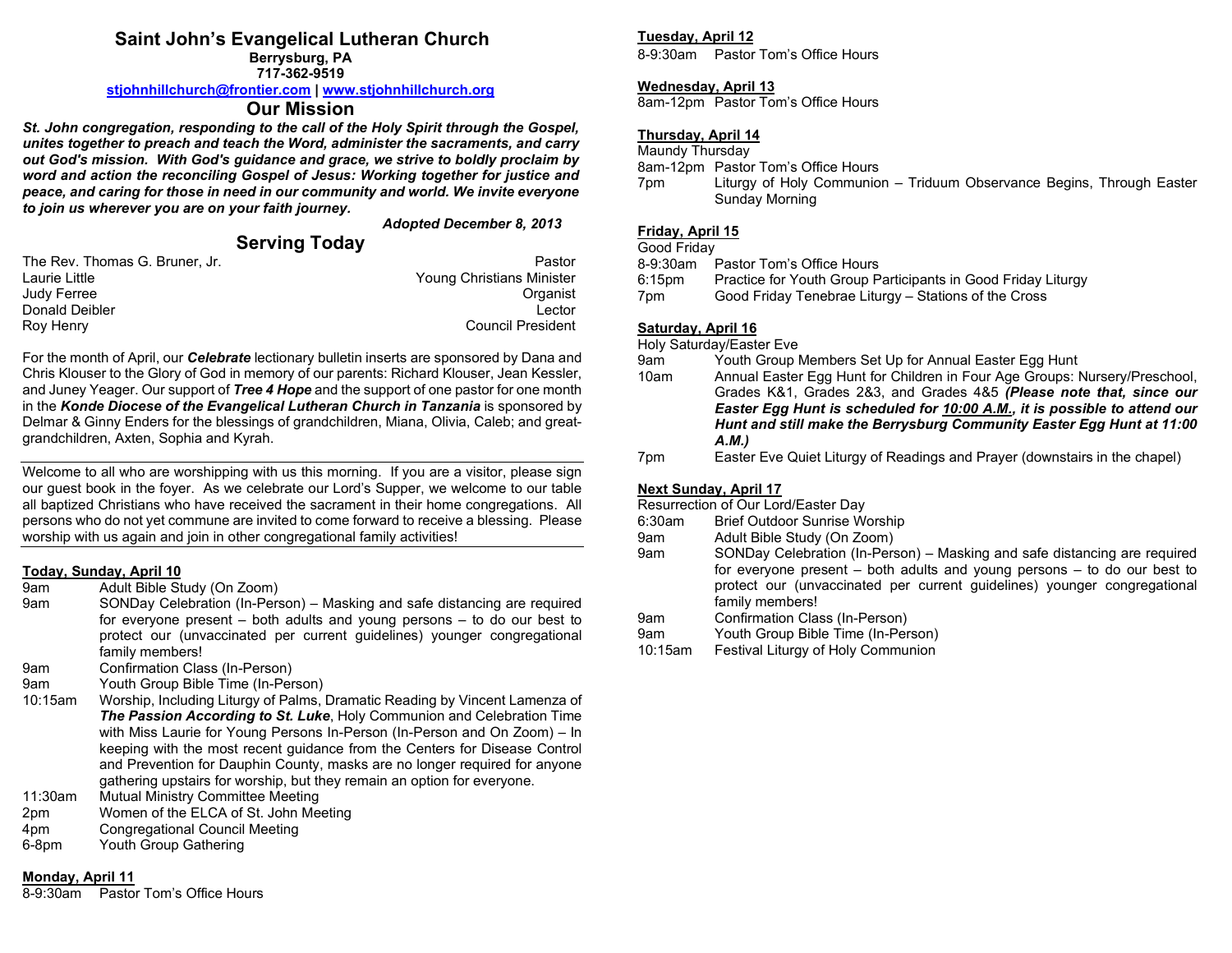# Saint John's Evangelical Lutheran Church

**Berrysburg, PA**
**717-362-9519**
**stjohnhillchurch@frontier.com | www.stjohnhillchurch.org**

## Our Mission

***St. John congregation, responding to the call of the Holy Spirit through the Gospel, unites together to preach and teach the Word, administer the sacraments, and carry out God's mission. With God's guidance and grace, we strive to boldly proclaim by word and action the reconciling Gospel of Jesus: Working together for justice and peace, and caring for those in need in our community and world. We invite everyone to join us wherever you are on your faith journey.***

***Adopted December 8, 2013***

## Serving Today

| | |
|---|---|
| The Rev. Thomas G. Bruner, Jr. | Pastor |
| Laurie Little | Young Christians Minister |
| Judy Ferree | Organist |
| Donald Deibler | Lector |
| Roy Henry | Council President |

For the month of April, our ***Celebrate*** lectionary bulletin inserts are sponsored by Dana and Chris Klouser to the Glory of God in memory of our parents: Richard Klouser, Jean Kessler, and Juney Yeager. Our support of ***Tree 4 Hope*** and the support of one pastor for one month in the ***Konde Diocese of the Evangelical Lutheran Church in Tanzania*** is sponsored by Delmar & Ginny Enders for the blessings of grandchildren, Miana, Olivia, Caleb; and great-grandchildren, Axten, Sophia and Kyrah.

---

Welcome to all who are worshipping with us this morning. If you are a visitor, please sign our guest book in the foyer. As we celebrate our Lord's Supper, we welcome to our table all baptized Christians who have received the sacrament in their home congregations. All persons who do not yet commune are invited to come forward to receive a blessing. Please worship with us again and join in other congregational family activities!

---

**Today, Sunday, April 10**

- 9am Adult Bible Study (On Zoom)
- 9am SONDay Celebration (In-Person) – Masking and safe distancing are required for everyone present – both adults and young persons – to do our best to protect our (unvaccinated per current guidelines) younger congregational family members!
- 9am Confirmation Class (In-Person)
- 9am Youth Group Bible Time (In-Person)
- 10:15am Worship, Including Liturgy of Palms, Dramatic Reading by Vincent Lamenza of ***The Passion According to St. Luke***, Holy Communion and Celebration Time with Miss Laurie for Young Persons In-Person (In-Person and On Zoom) – In keeping with the most recent guidance from the Centers for Disease Control and Prevention for Dauphin County, masks are no longer required for anyone gathering upstairs for worship, but they remain an option for everyone.
- 11:30am Mutual Ministry Committee Meeting
- 2pm Women of the ELCA of St. John Meeting
- 4pm Congregational Council Meeting
- 6-8pm Youth Group Gathering

**Monday, April 11**

- 8-9:30am Pastor Tom's Office Hours

**Tuesday, April 12**

- 8-9:30am Pastor Tom's Office Hours

**Wednesday, April 13**

- 8am-12pm Pastor Tom's Office Hours

**Thursday, April 14**

Maundy Thursday

- 8am-12pm Pastor Tom's Office Hours
- 7pm Liturgy of Holy Communion – Triduum Observance Begins, Through Easter Sunday Morning

**Friday, April 15**

Good Friday

- 8-9:30am Pastor Tom's Office Hours
- 6:15pm Practice for Youth Group Participants in Good Friday Liturgy
- 7pm Good Friday Tenebrae Liturgy – Stations of the Cross

**Saturday, April 16**

Holy Saturday/Easter Eve

- 9am Youth Group Members Set Up for Annual Easter Egg Hunt
- 10am Annual Easter Egg Hunt for Children in Four Age Groups: Nursery/Preschool, Grades K&1, Grades 2&3, and Grades 4&5 ***(Please note that, since our Easter Egg Hunt is scheduled for 10:00 A.M., it is possible to attend our Hunt and still make the Berrysburg Community Easter Egg Hunt at 11:00 A.M.)***
- 7pm Easter Eve Quiet Liturgy of Readings and Prayer (downstairs in the chapel)

**Next Sunday, April 17**

Resurrection of Our Lord/Easter Day

- 6:30am Brief Outdoor Sunrise Worship
- 9am Adult Bible Study (On Zoom)
- 9am SONDay Celebration (In-Person) – Masking and safe distancing are required for everyone present – both adults and young persons – to do our best to protect our (unvaccinated per current guidelines) younger congregational family members!
- 9am Confirmation Class (In-Person)
- 9am Youth Group Bible Time (In-Person)
- 10:15am Festival Liturgy of Holy Communion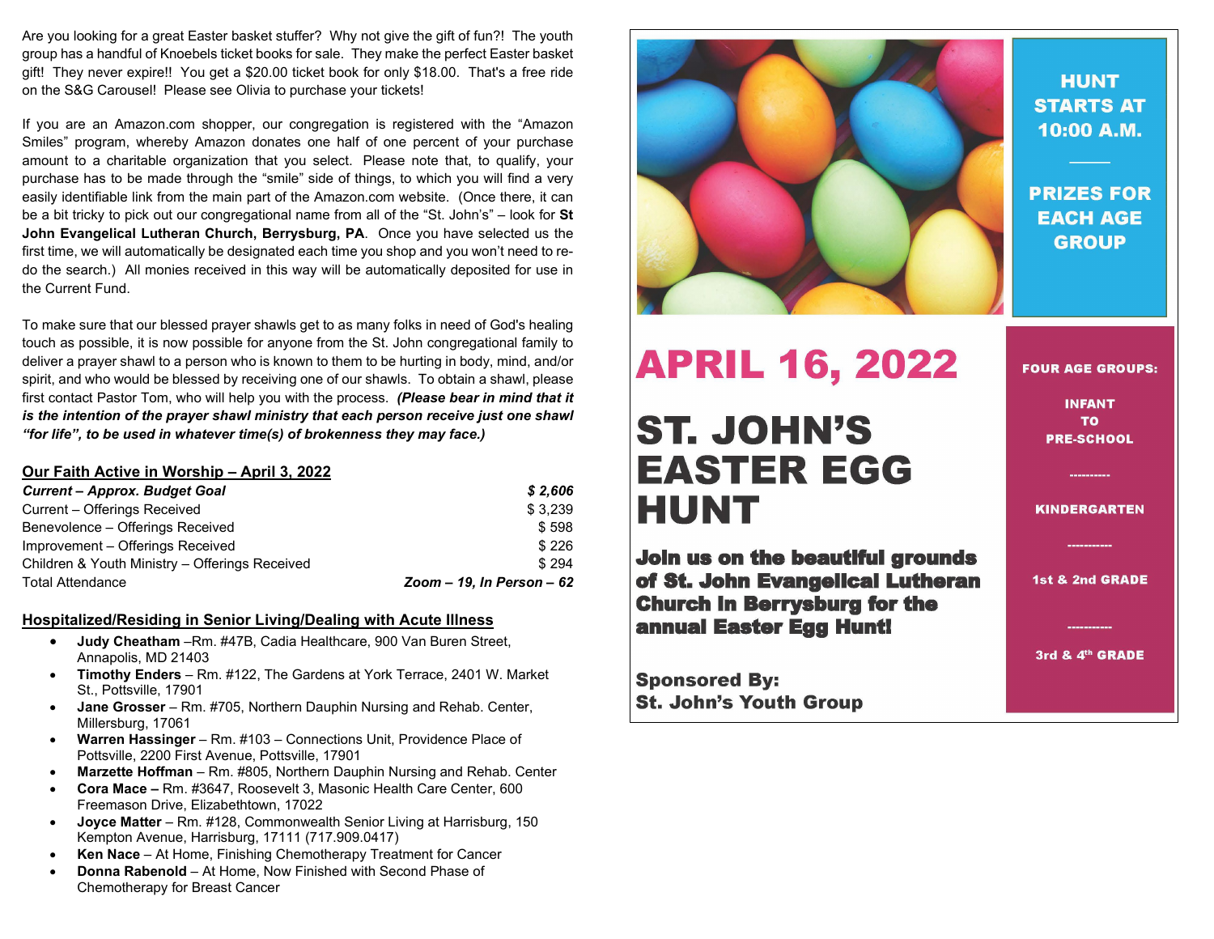Are you looking for a great Easter basket stuffer? Why not give the gift of fun?! The youth group has a handful of Knoebels ticket books for sale. They make the perfect Easter basket gift! They never expire!! You get a $20.00 ticket book for only $18.00. That's a free ride on the S&G Carousel! Please see Olivia to purchase your tickets!

If you are an Amazon.com shopper, our congregation is registered with the "Amazon Smiles" program, whereby Amazon donates one half of one percent of your purchase amount to a charitable organization that you select. Please note that, to qualify, your purchase has to be made through the "smile" side of things, to which you will find a very easily identifiable link from the main part of the Amazon.com website. (Once there, it can be a bit tricky to pick out our congregational name from all of the "St. John's" – look for **St John Evangelical Lutheran Church, Berrysburg, PA**. Once you have selected us the first time, we will automatically be designated each time you shop and you won't need to re-do the search.) All monies received in this way will be automatically deposited for use in the Current Fund.

To make sure that our blessed prayer shawls get to as many folks in need of God's healing touch as possible, it is now possible for anyone from the St. John congregational family to deliver a prayer shawl to a person who is known to them to be hurting in body, mind, and/or spirit, and who would be blessed by receiving one of our shawls. To obtain a shawl, please first contact Pastor Tom, who will help you with the process. ***(Please bear in mind that it is the intention of the prayer shawl ministry that each person receive just one shawl "for life", to be used in whatever time(s) of brokenness they may face.)***

## Our Faith Active in Worship – April 3, 2022

| | |
|---|---|
| ***Current – Approx. Budget Goal*** | ***$ 2,606*** |
| Current – Offerings Received | $ 3,239 |
| Benevolence – Offerings Received | $ 598 |
| Improvement – Offerings Received | $ 226 |
| Children & Youth Ministry – Offerings Received | $ 294 |
| Total Attendance | *Zoom – 19, In Person – 62* |

## Hospitalized/Residing in Senior Living/Dealing with Acute Illness

- **Judy Cheatham** –Rm. #47B, Cadia Healthcare, 900 Van Buren Street, Annapolis, MD 21403
- **Timothy Enders** – Rm. #122, The Gardens at York Terrace, 2401 W. Market St., Pottsville, 17901
- **Jane Grosser** – Rm. #705, Northern Dauphin Nursing and Rehab. Center, Millersburg, 17061
- **Warren Hassinger** – Rm. #103 – Connections Unit, Providence Place of Pottsville, 2200 First Avenue, Pottsville, 17901
- **Marzette Hoffman** – Rm. #805, Northern Dauphin Nursing and Rehab. Center
- **Cora Mace –** Rm. #3647, Roosevelt 3, Masonic Health Care Center, 600 Freemason Drive, Elizabethtown, 17022
- **Joyce Matter** – Rm. #128, Commonwealth Senior Living at Harrisburg, 150 Kempton Avenue, Harrisburg, 17111 (717.909.0417)
- **Ken Nace** – At Home, Finishing Chemotherapy Treatment for Cancer
- **Donna Rabenold** – At Home, Now Finished with Second Phase of Chemotherapy for Breast Cancer

**HUNT STARTS AT 10:00 A.M.**

**PRIZES FOR EACH AGE GROUP**

# APRIL 16, 2022

# ST. JOHN'S EASTER EGG HUNT

**Join us on the beautiful grounds of St. John Evangelical Lutheran Church in Berrysburg for the annual Easter Egg Hunt!**

**Sponsored By:**
**St. John's Youth Group**

**FOUR AGE GROUPS:**

**INFANT TO PRE-SCHOOL**

**KINDERGARTEN**

**1st & 2nd GRADE**

**3rd & 4th GRADE**